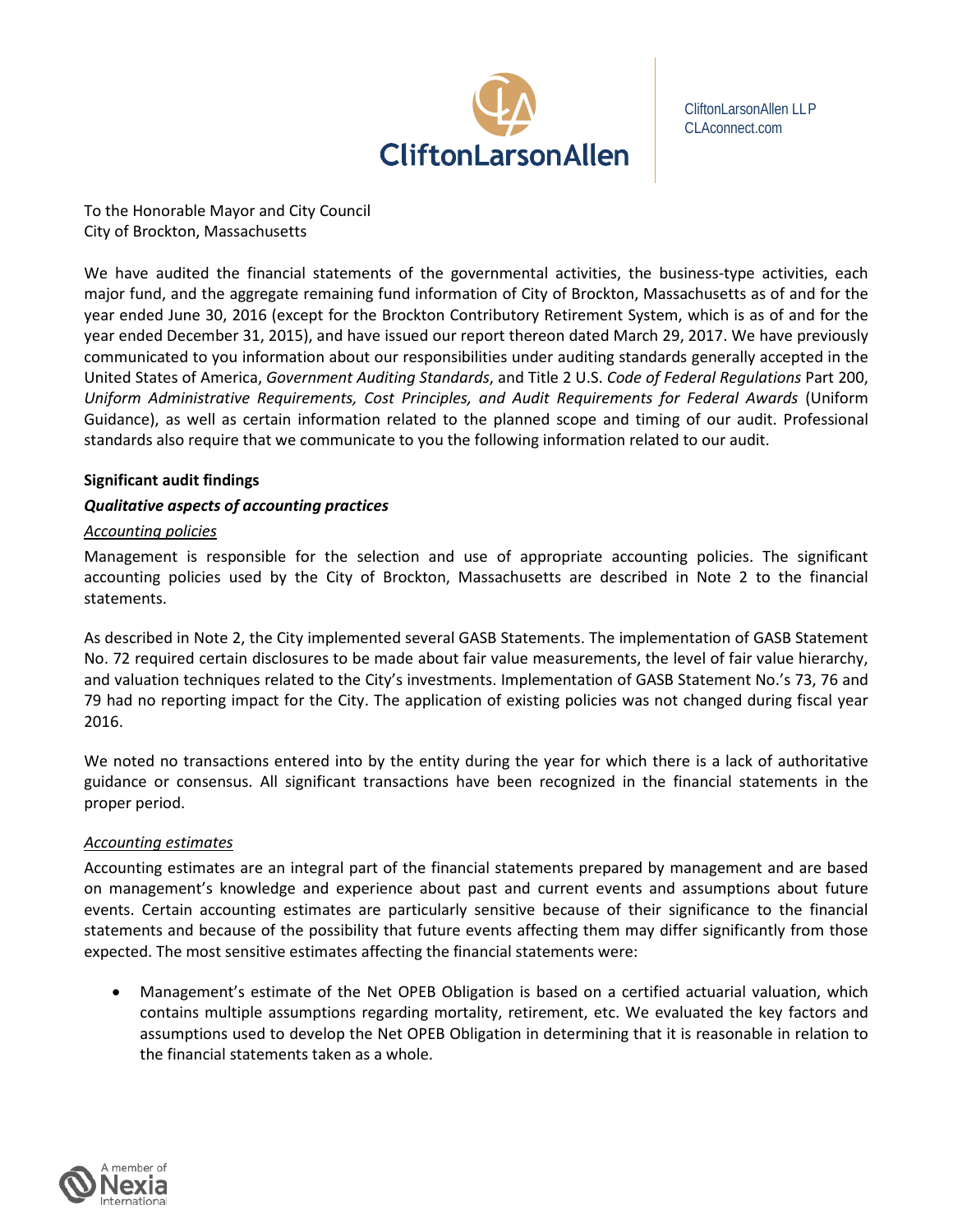CliftonLarsonAllen LLP
CLAconnect.com

To the Honorable Mayor and City Council
City of Brockton, Massachusetts

We have audited the financial statements of the governmental activities, the business-type activities, each major fund, and the aggregate remaining fund information of City of Brockton, Massachusetts as of and for the year ended June 30, 2016 (except for the Brockton Contributory Retirement System, which is as of and for the year ended December 31, 2015), and have issued our report thereon dated March 29, 2017. We have previously communicated to you information about our responsibilities under auditing standards generally accepted in the United States of America, *Government Auditing Standards*, and Title 2 U.S. *Code of Federal Regulations* Part 200, *Uniform Administrative Requirements, Cost Principles, and Audit Requirements for Federal Awards* (Uniform Guidance), as well as certain information related to the planned scope and timing of our audit. Professional standards also require that we communicate to you the following information related to our audit.

**Significant audit findings**

***Qualitative aspects of accounting practices***

<u>Accounting policies</u>

Management is responsible for the selection and use of appropriate accounting policies. The significant accounting policies used by the City of Brockton, Massachusetts are described in Note 2 to the financial statements.

As described in Note 2, the City implemented several GASB Statements. The implementation of GASB Statement No. 72 required certain disclosures to be made about fair value measurements, the level of fair value hierarchy, and valuation techniques related to the City's investments. Implementation of GASB Statement No.'s 73, 76 and 79 had no reporting impact for the City. The application of existing policies was not changed during fiscal year 2016.

We noted no transactions entered into by the entity during the year for which there is a lack of authoritative guidance or consensus. All significant transactions have been recognized in the financial statements in the proper period.

<u>Accounting estimates</u>

Accounting estimates are an integral part of the financial statements prepared by management and are based on management's knowledge and experience about past and current events and assumptions about future events. Certain accounting estimates are particularly sensitive because of their significance to the financial statements and because of the possibility that future events affecting them may differ significantly from those expected. The most sensitive estimates affecting the financial statements were:

- Management's estimate of the Net OPEB Obligation is based on a certified actuarial valuation, which contains multiple assumptions regarding mortality, retirement, etc. We evaluated the key factors and assumptions used to develop the Net OPEB Obligation in determining that it is reasonable in relation to the financial statements taken as a whole.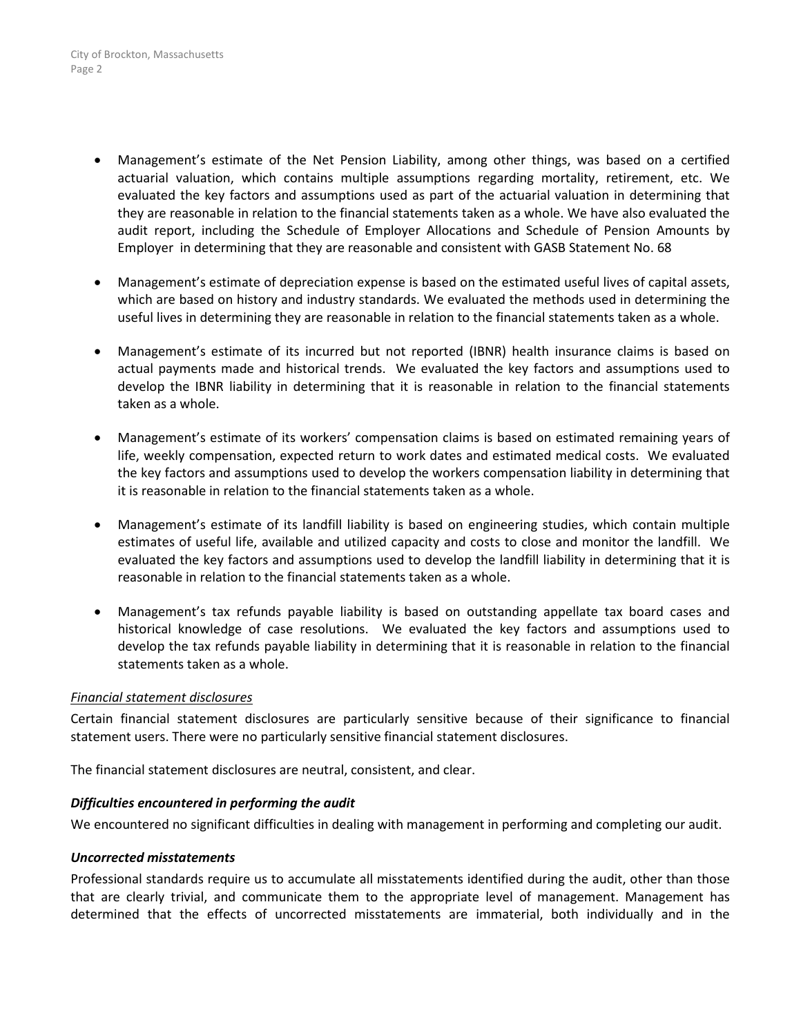- Management's estimate of the Net Pension Liability, among other things, was based on a certified actuarial valuation, which contains multiple assumptions regarding mortality, retirement, etc. We evaluated the key factors and assumptions used as part of the actuarial valuation in determining that they are reasonable in relation to the financial statements taken as a whole. We have also evaluated the audit report, including the Schedule of Employer Allocations and Schedule of Pension Amounts by Employer in determining that they are reasonable and consistent with GASB Statement No. 68

- Management's estimate of depreciation expense is based on the estimated useful lives of capital assets, which are based on history and industry standards. We evaluated the methods used in determining the useful lives in determining they are reasonable in relation to the financial statements taken as a whole.

- Management's estimate of its incurred but not reported (IBNR) health insurance claims is based on actual payments made and historical trends. We evaluated the key factors and assumptions used to develop the IBNR liability in determining that it is reasonable in relation to the financial statements taken as a whole.

- Management's estimate of its workers' compensation claims is based on estimated remaining years of life, weekly compensation, expected return to work dates and estimated medical costs. We evaluated the key factors and assumptions used to develop the workers compensation liability in determining that it is reasonable in relation to the financial statements taken as a whole.

- Management's estimate of its landfill liability is based on engineering studies, which contain multiple estimates of useful life, available and utilized capacity and costs to close and monitor the landfill. We evaluated the key factors and assumptions used to develop the landfill liability in determining that it is reasonable in relation to the financial statements taken as a whole.

- Management's tax refunds payable liability is based on outstanding appellate tax board cases and historical knowledge of case resolutions. We evaluated the key factors and assumptions used to develop the tax refunds payable liability in determining that it is reasonable in relation to the financial statements taken as a whole.

*Financial statement disclosures*

Certain financial statement disclosures are particularly sensitive because of their significance to financial statement users. There were no particularly sensitive financial statement disclosures.

The financial statement disclosures are neutral, consistent, and clear.

***Difficulties encountered in performing the audit***

We encountered no significant difficulties in dealing with management in performing and completing our audit.

***Uncorrected misstatements***

Professional standards require us to accumulate all misstatements identified during the audit, other than those that are clearly trivial, and communicate them to the appropriate level of management. Management has determined that the effects of uncorrected misstatements are immaterial, both individually and in the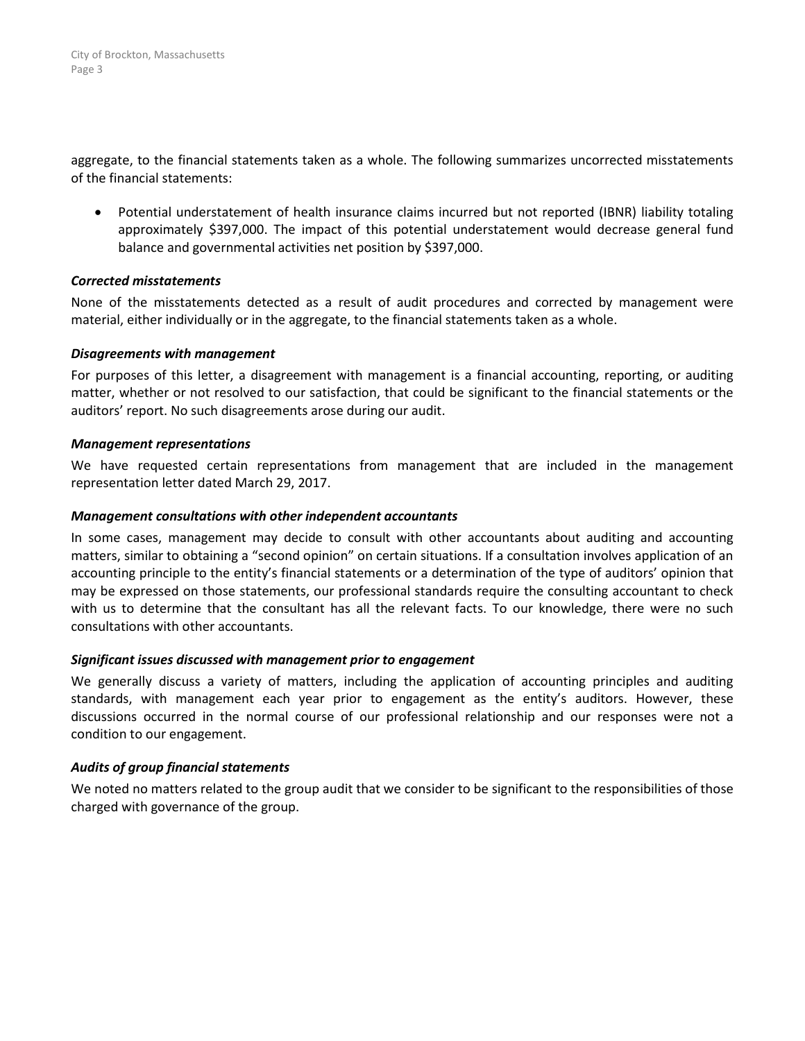aggregate, to the financial statements taken as a whole. The following summarizes uncorrected misstatements of the financial statements:

- Potential understatement of health insurance claims incurred but not reported (IBNR) liability totaling approximately $397,000. The impact of this potential understatement would decrease general fund balance and governmental activities net position by $397,000.

***Corrected misstatements***

None of the misstatements detected as a result of audit procedures and corrected by management were material, either individually or in the aggregate, to the financial statements taken as a whole.

***Disagreements with management***

For purposes of this letter, a disagreement with management is a financial accounting, reporting, or auditing matter, whether or not resolved to our satisfaction, that could be significant to the financial statements or the auditors' report. No such disagreements arose during our audit.

***Management representations***

We have requested certain representations from management that are included in the management representation letter dated March 29, 2017.

***Management consultations with other independent accountants***

In some cases, management may decide to consult with other accountants about auditing and accounting matters, similar to obtaining a "second opinion" on certain situations. If a consultation involves application of an accounting principle to the entity's financial statements or a determination of the type of auditors' opinion that may be expressed on those statements, our professional standards require the consulting accountant to check with us to determine that the consultant has all the relevant facts. To our knowledge, there were no such consultations with other accountants.

***Significant issues discussed with management prior to engagement***

We generally discuss a variety of matters, including the application of accounting principles and auditing standards, with management each year prior to engagement as the entity's auditors. However, these discussions occurred in the normal course of our professional relationship and our responses were not a condition to our engagement.

***Audits of group financial statements***

We noted no matters related to the group audit that we consider to be significant to the responsibilities of those charged with governance of the group.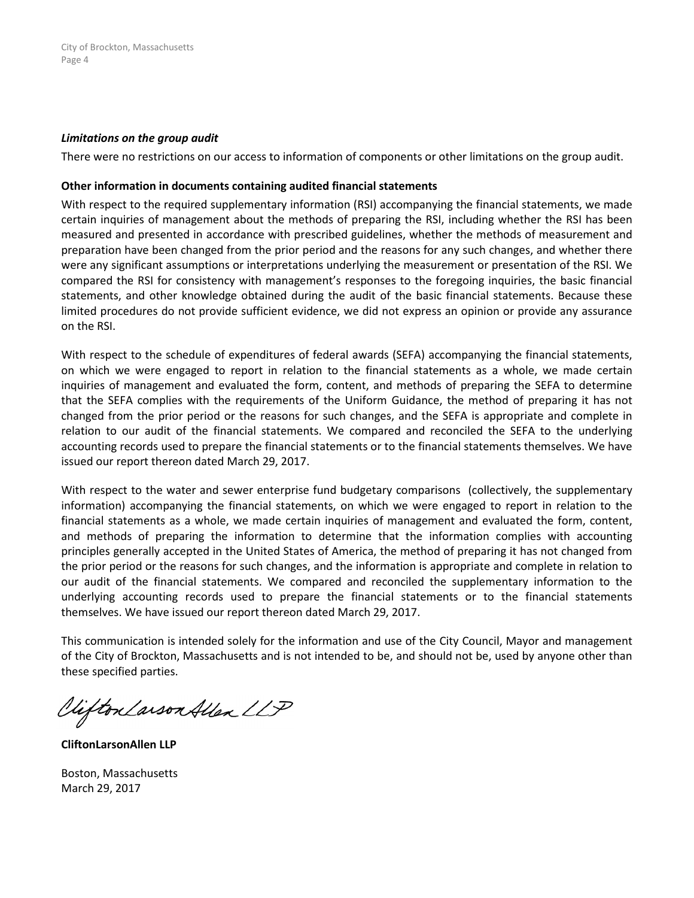***Limitations on the group audit***

There were no restrictions on our access to information of components or other limitations on the group audit.

**Other information in documents containing audited financial statements**

With respect to the required supplementary information (RSI) accompanying the financial statements, we made certain inquiries of management about the methods of preparing the RSI, including whether the RSI has been measured and presented in accordance with prescribed guidelines, whether the methods of measurement and preparation have been changed from the prior period and the reasons for any such changes, and whether there were any significant assumptions or interpretations underlying the measurement or presentation of the RSI. We compared the RSI for consistency with management's responses to the foregoing inquiries, the basic financial statements, and other knowledge obtained during the audit of the basic financial statements. Because these limited procedures do not provide sufficient evidence, we did not express an opinion or provide any assurance on the RSI.

With respect to the schedule of expenditures of federal awards (SEFA) accompanying the financial statements, on which we were engaged to report in relation to the financial statements as a whole, we made certain inquiries of management and evaluated the form, content, and methods of preparing the SEFA to determine that the SEFA complies with the requirements of the Uniform Guidance, the method of preparing it has not changed from the prior period or the reasons for such changes, and the SEFA is appropriate and complete in relation to our audit of the financial statements. We compared and reconciled the SEFA to the underlying accounting records used to prepare the financial statements or to the financial statements themselves. We have issued our report thereon dated March 29, 2017.

With respect to the water and sewer enterprise fund budgetary comparisons (collectively, the supplementary information) accompanying the financial statements, on which we were engaged to report in relation to the financial statements as a whole, we made certain inquiries of management and evaluated the form, content, and methods of preparing the information to determine that the information complies with accounting principles generally accepted in the United States of America, the method of preparing it has not changed from the prior period or the reasons for such changes, and the information is appropriate and complete in relation to our audit of the financial statements. We compared and reconciled the supplementary information to the underlying accounting records used to prepare the financial statements or to the financial statements themselves. We have issued our report thereon dated March 29, 2017.

This communication is intended solely for the information and use of the City Council, Mayor and management of the City of Brockton, Massachusetts and is not intended to be, and should not be, used by anyone other than these specified parties.

CliftonLarsonAllen LLP

**CliftonLarsonAllen LLP**

Boston, Massachusetts
March 29, 2017